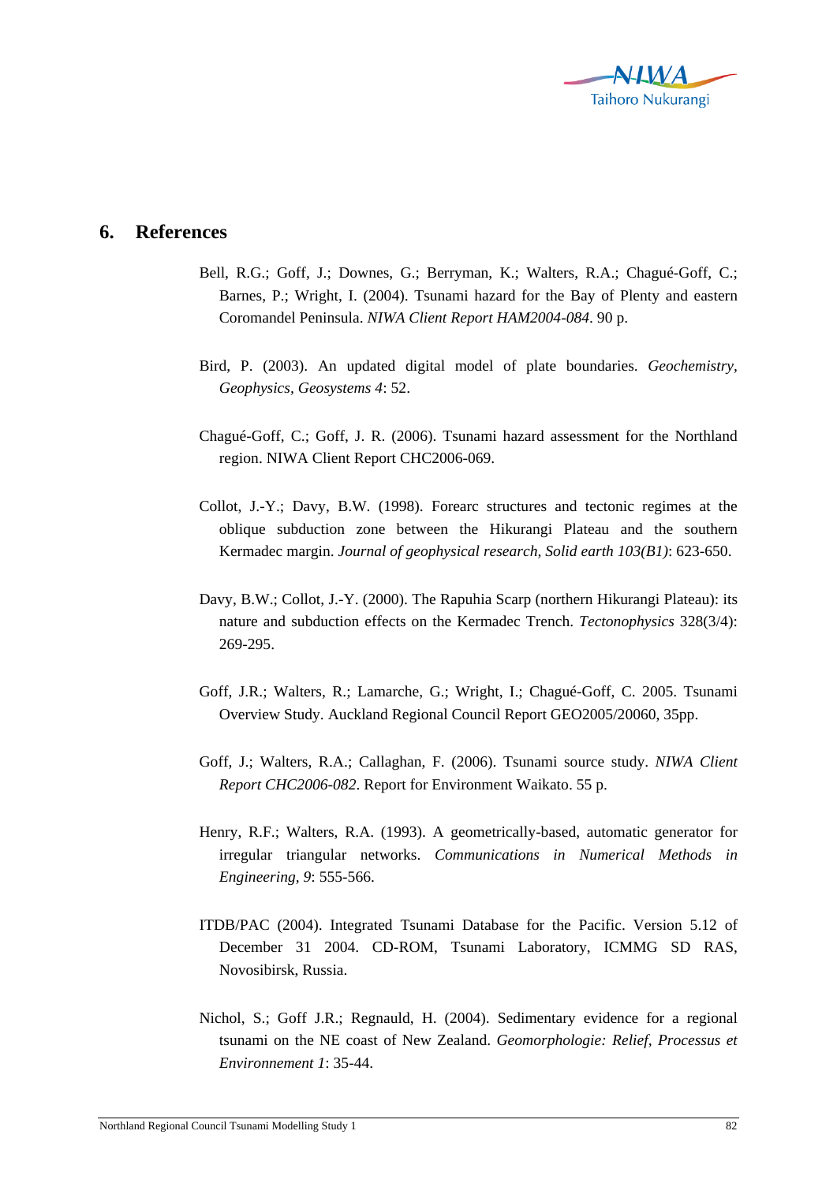## 6. References

Bell, R.G.; Goff, J.; Downes, G.; Berryman, K.; Walters, R.A.; Chagué-Goff, C.; Barnes, P.; Wright, I. (2004). Tsunami hazard for the Bay of Plenty and eastern Coromandel Peninsula. *NIWA Client Report HAM2004-084*. 90 p.

Bird, P. (2003). An updated digital model of plate boundaries. *Geochemistry, Geophysics, Geosystems 4*: 52.

Chagué-Goff, C.; Goff, J. R. (2006). Tsunami hazard assessment for the Northland region. NIWA Client Report CHC2006-069.

Collot, J.-Y.; Davy, B.W. (1998). Forearc structures and tectonic regimes at the oblique subduction zone between the Hikurangi Plateau and the southern Kermadec margin. *Journal of geophysical research, Solid earth 103(B1)*: 623-650.

Davy, B.W.; Collot, J.-Y. (2000). The Rapuhia Scarp (northern Hikurangi Plateau): its nature and subduction effects on the Kermadec Trench. *Tectonophysics* 328(3/4): 269-295.

Goff, J.R.; Walters, R.; Lamarche, G.; Wright, I.; Chagué-Goff, C. 2005. Tsunami Overview Study. Auckland Regional Council Report GEO2005/20060, 35pp.

Goff, J.; Walters, R.A.; Callaghan, F. (2006). Tsunami source study. *NIWA Client Report CHC2006-082*. Report for Environment Waikato. 55 p.

Henry, R.F.; Walters, R.A. (1993). A geometrically-based, automatic generator for irregular triangular networks. *Communications in Numerical Methods in Engineering, 9*: 555-566.

ITDB/PAC (2004). Integrated Tsunami Database for the Pacific. Version 5.12 of December 31 2004. CD-ROM, Tsunami Laboratory, ICMMG SD RAS, Novosibirsk, Russia.

Nichol, S.; Goff J.R.; Regnauld, H. (2004). Sedimentary evidence for a regional tsunami on the NE coast of New Zealand. *Geomorphologie: Relief, Processus et Environnement 1*: 35-44.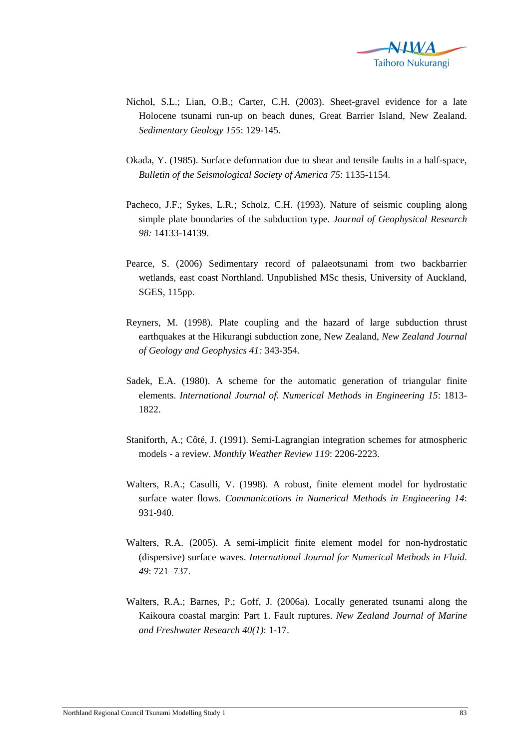Nichol, S.L.; Lian, O.B.; Carter, C.H. (2003). Sheet-gravel evidence for a late Holocene tsunami run-up on beach dunes, Great Barrier Island, New Zealand. *Sedimentary Geology 155*: 129-145.

Okada, Y. (1985). Surface deformation due to shear and tensile faults in a half-space, *Bulletin of the Seismological Society of America 75*: 1135-1154.

Pacheco, J.F.; Sykes, L.R.; Scholz, C.H. (1993). Nature of seismic coupling along simple plate boundaries of the subduction type. *Journal of Geophysical Research 98:* 14133-14139.

Pearce, S. (2006) Sedimentary record of palaeotsunami from two backbarrier wetlands, east coast Northland. Unpublished MSc thesis, University of Auckland, SGES, 115pp.

Reyners, M. (1998). Plate coupling and the hazard of large subduction thrust earthquakes at the Hikurangi subduction zone, New Zealand, *New Zealand Journal of Geology and Geophysics 41:* 343-354.

Sadek, E.A. (1980). A scheme for the automatic generation of triangular finite elements. *International Journal of. Numerical Methods in Engineering 15*: 1813-1822.

Staniforth, A.; Côté, J. (1991). Semi-Lagrangian integration schemes for atmospheric models - a review. *Monthly Weather Review 119*: 2206-2223.

Walters, R.A.; Casulli, V. (1998). A robust, finite element model for hydrostatic surface water flows. *Communications in Numerical Methods in Engineering 14*: 931-940.

Walters, R.A. (2005). A semi-implicit finite element model for non-hydrostatic (dispersive) surface waves. *International Journal for Numerical Methods in Fluid. 49*: 721–737.

Walters, R.A.; Barnes, P.; Goff, J. (2006a). Locally generated tsunami along the Kaikoura coastal margin: Part 1. Fault ruptures. *New Zealand Journal of Marine and Freshwater Research 40(1)*: 1-17.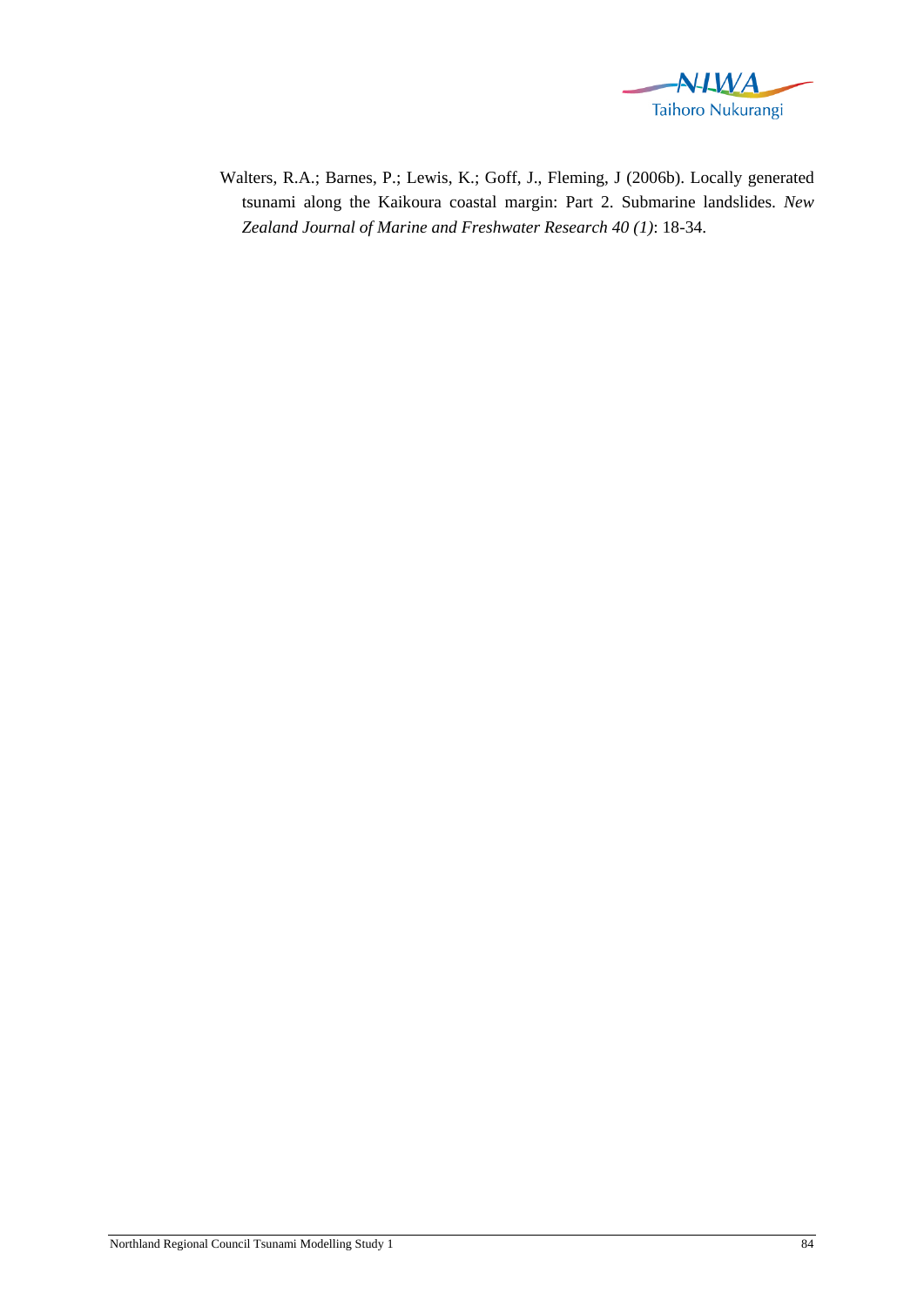Walters, R.A.; Barnes, P.; Lewis, K.; Goff, J., Fleming, J (2006b). Locally generated tsunami along the Kaikoura coastal margin: Part 2. Submarine landslides. *New Zealand Journal of Marine and Freshwater Research 40 (1)*: 18-34.